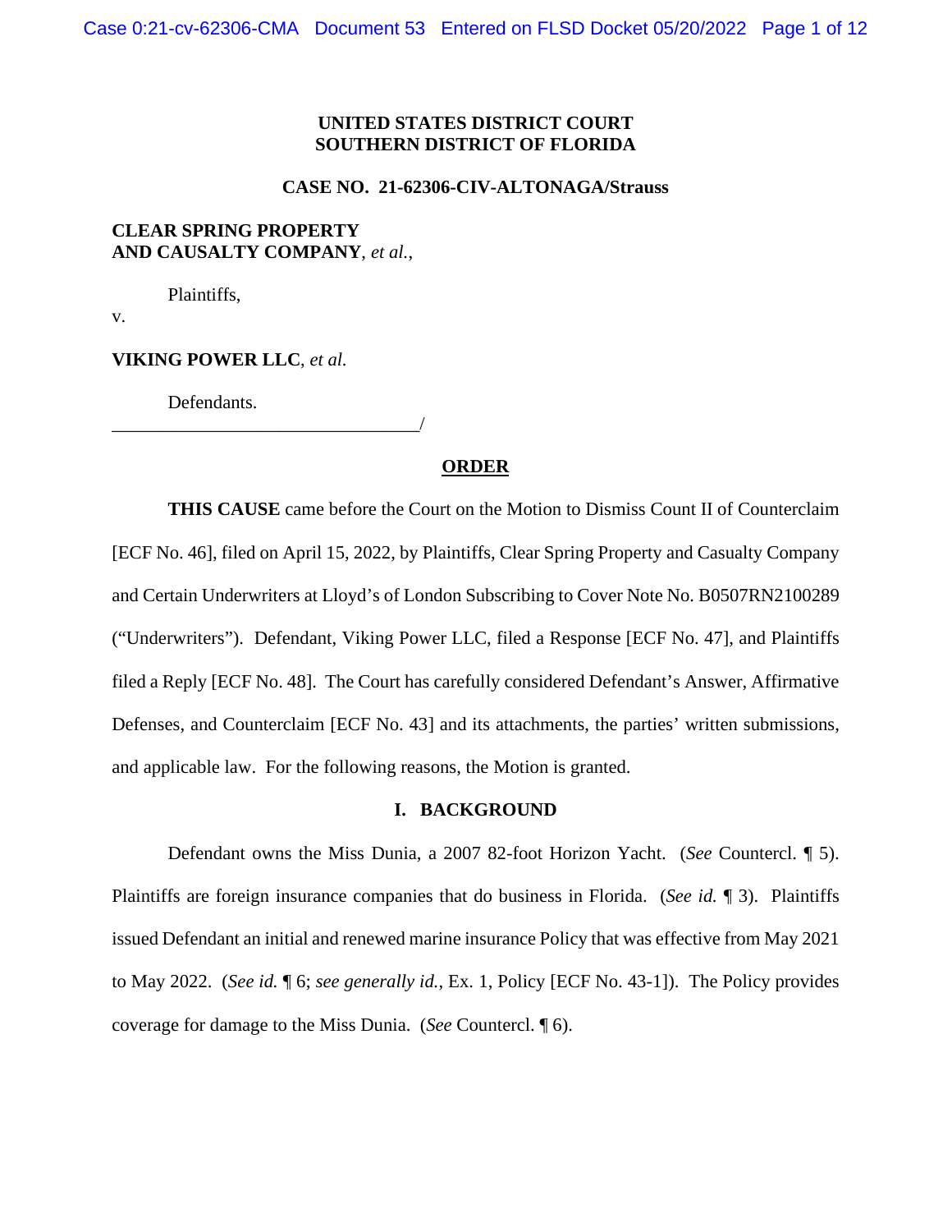**UNITED STATES DISTRICT COURT**
**SOUTHERN DISTRICT OF FLORIDA**

**CASE NO. 21-62306-CIV-ALTONAGA/Strauss**

**CLEAR SPRING PROPERTY AND CAUSALTY COMPANY**, *et al.*,

Plaintiffs,

v.

**VIKING POWER LLC**, *et al.*

Defendants.

_________________________________/

**ORDER**

**THIS CAUSE** came before the Court on the Motion to Dismiss Count II of Counterclaim [ECF No. 46], filed on April 15, 2022, by Plaintiffs, Clear Spring Property and Casualty Company and Certain Underwriters at Lloyd's of London Subscribing to Cover Note No. B0507RN2100289 ("Underwriters"). Defendant, Viking Power LLC, filed a Response [ECF No. 47], and Plaintiffs filed a Reply [ECF No. 48]. The Court has carefully considered Defendant's Answer, Affirmative Defenses, and Counterclaim [ECF No. 43] and its attachments, the parties' written submissions, and applicable law. For the following reasons, the Motion is granted.

## I. BACKGROUND

Defendant owns the Miss Dunia, a 2007 82-foot Horizon Yacht. (*See* Countercl. ¶ 5). Plaintiffs are foreign insurance companies that do business in Florida. (*See id.* ¶ 3). Plaintiffs issued Defendant an initial and renewed marine insurance Policy that was effective from May 2021 to May 2022. (*See id.* ¶ 6; *see generally id.*, Ex. 1, Policy [ECF No. 43-1]). The Policy provides coverage for damage to the Miss Dunia. (*See* Countercl. ¶ 6).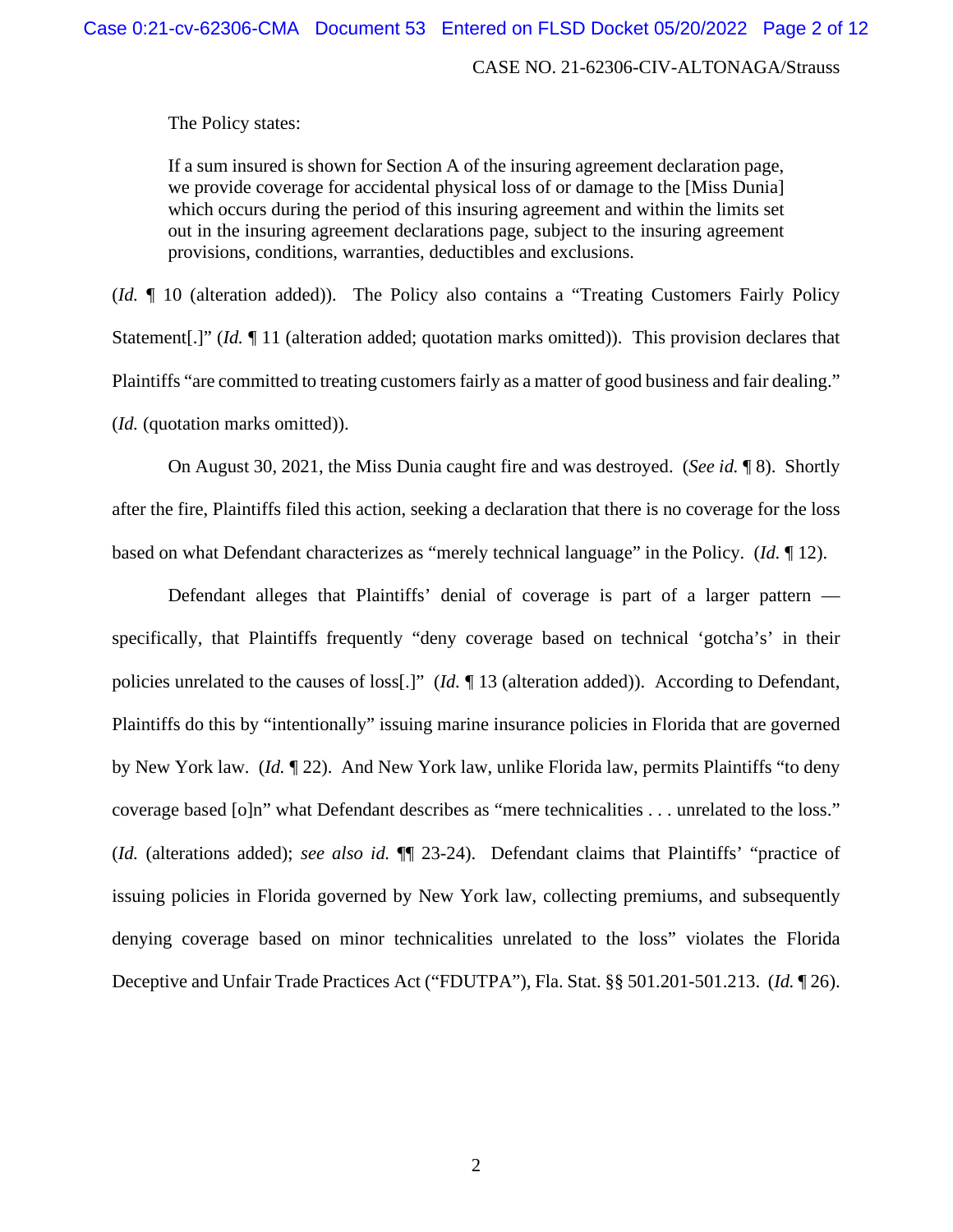The Policy states:

> If a sum insured is shown for Section A of the insuring agreement declaration page, we provide coverage for accidental physical loss of or damage to the [Miss Dunia] which occurs during the period of this insuring agreement and within the limits set out in the insuring agreement declarations page, subject to the insuring agreement provisions, conditions, warranties, deductibles and exclusions.

(*Id.* ¶ 10 (alteration added)). The Policy also contains a "Treating Customers Fairly Policy Statement[.]" (*Id.* ¶ 11 (alteration added; quotation marks omitted)). This provision declares that Plaintiffs "are committed to treating customers fairly as a matter of good business and fair dealing." (*Id.* (quotation marks omitted)).

On August 30, 2021, the Miss Dunia caught fire and was destroyed. (*See id.* ¶ 8). Shortly after the fire, Plaintiffs filed this action, seeking a declaration that there is no coverage for the loss based on what Defendant characterizes as "merely technical language" in the Policy. (*Id.* ¶ 12).

Defendant alleges that Plaintiffs' denial of coverage is part of a larger pattern — specifically, that Plaintiffs frequently "deny coverage based on technical 'gotcha's' in their policies unrelated to the causes of loss[.]" (*Id.* ¶ 13 (alteration added)). According to Defendant, Plaintiffs do this by "intentionally" issuing marine insurance policies in Florida that are governed by New York law. (*Id.* ¶ 22). And New York law, unlike Florida law, permits Plaintiffs "to deny coverage based [o]n" what Defendant describes as "mere technicalities . . . unrelated to the loss." (*Id.* (alterations added); *see also id.* ¶¶ 23-24). Defendant claims that Plaintiffs' "practice of issuing policies in Florida governed by New York law, collecting premiums, and subsequently denying coverage based on minor technicalities unrelated to the loss" violates the Florida Deceptive and Unfair Trade Practices Act ("FDUTPA"), Fla. Stat. §§ 501.201-501.213. (*Id.* ¶ 26).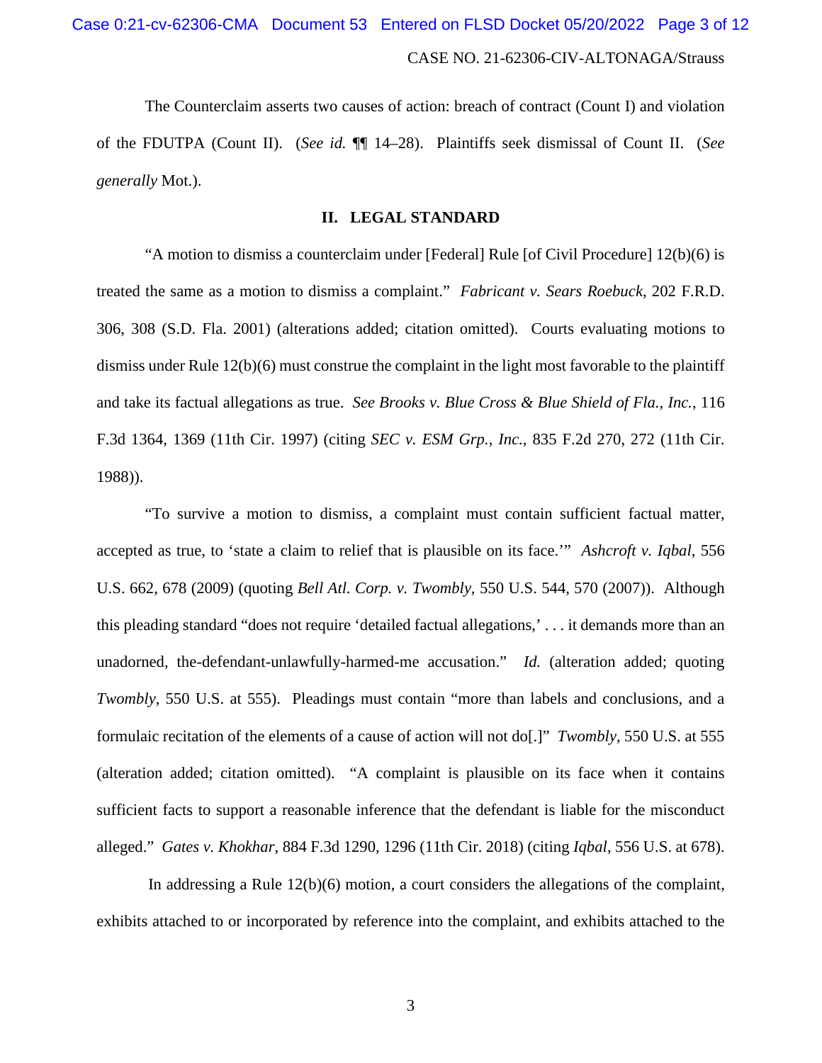The Counterclaim asserts two causes of action: breach of contract (Count I) and violation of the FDUTPA (Count II). (*See id.* ¶¶ 14–28). Plaintiffs seek dismissal of Count II. (*See generally* Mot.).

## II. LEGAL STANDARD

"A motion to dismiss a counterclaim under [Federal] Rule [of Civil Procedure] 12(b)(6) is treated the same as a motion to dismiss a complaint." *Fabricant v. Sears Roebuck*, 202 F.R.D. 306, 308 (S.D. Fla. 2001) (alterations added; citation omitted). Courts evaluating motions to dismiss under Rule 12(b)(6) must construe the complaint in the light most favorable to the plaintiff and take its factual allegations as true. *See Brooks v. Blue Cross & Blue Shield of Fla., Inc.*, 116 F.3d 1364, 1369 (11th Cir. 1997) (citing *SEC v. ESM Grp., Inc.*, 835 F.2d 270, 272 (11th Cir. 1988)).

"To survive a motion to dismiss, a complaint must contain sufficient factual matter, accepted as true, to 'state a claim to relief that is plausible on its face.'" *Ashcroft v. Iqbal*, 556 U.S. 662, 678 (2009) (quoting *Bell Atl. Corp. v. Twombly*, 550 U.S. 544, 570 (2007)). Although this pleading standard "does not require 'detailed factual allegations,' . . . it demands more than an unadorned, the-defendant-unlawfully-harmed-me accusation." *Id.* (alteration added; quoting *Twombly*, 550 U.S. at 555). Pleadings must contain "more than labels and conclusions, and a formulaic recitation of the elements of a cause of action will not do[.]" *Twombly*, 550 U.S. at 555 (alteration added; citation omitted). "A complaint is plausible on its face when it contains sufficient facts to support a reasonable inference that the defendant is liable for the misconduct alleged." *Gates v. Khokhar*, 884 F.3d 1290, 1296 (11th Cir. 2018) (citing *Iqbal*, 556 U.S. at 678).

In addressing a Rule 12(b)(6) motion, a court considers the allegations of the complaint, exhibits attached to or incorporated by reference into the complaint, and exhibits attached to the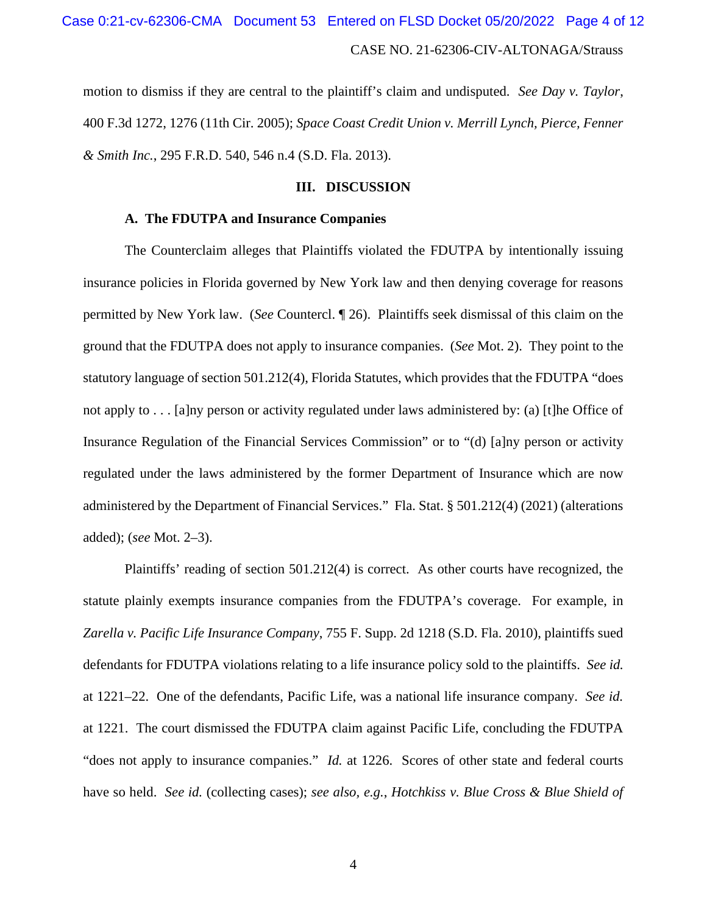motion to dismiss if they are central to the plaintiff's claim and undisputed. *See Day v. Taylor*, 400 F.3d 1272, 1276 (11th Cir. 2005); *Space Coast Credit Union v. Merrill Lynch, Pierce, Fenner & Smith Inc.*, 295 F.R.D. 540, 546 n.4 (S.D. Fla. 2013).

## III. DISCUSSION

### A. The FDUTPA and Insurance Companies

The Counterclaim alleges that Plaintiffs violated the FDUTPA by intentionally issuing insurance policies in Florida governed by New York law and then denying coverage for reasons permitted by New York law. (*See* Countercl. ¶ 26). Plaintiffs seek dismissal of this claim on the ground that the FDUTPA does not apply to insurance companies. (*See* Mot. 2). They point to the statutory language of section 501.212(4), Florida Statutes, which provides that the FDUTPA "does not apply to . . . [a]ny person or activity regulated under laws administered by: (a) [t]he Office of Insurance Regulation of the Financial Services Commission" or to "(d) [a]ny person or activity regulated under the laws administered by the former Department of Insurance which are now administered by the Department of Financial Services." Fla. Stat. § 501.212(4) (2021) (alterations added); (*see* Mot. 2–3).

Plaintiffs' reading of section 501.212(4) is correct. As other courts have recognized, the statute plainly exempts insurance companies from the FDUTPA's coverage. For example, in *Zarella v. Pacific Life Insurance Company*, 755 F. Supp. 2d 1218 (S.D. Fla. 2010), plaintiffs sued defendants for FDUTPA violations relating to a life insurance policy sold to the plaintiffs. *See id.* at 1221–22. One of the defendants, Pacific Life, was a national life insurance company. *See id.* at 1221. The court dismissed the FDUTPA claim against Pacific Life, concluding the FDUTPA "does not apply to insurance companies." *Id.* at 1226. Scores of other state and federal courts have so held. *See id.* (collecting cases); *see also, e.g.*, *Hotchkiss v. Blue Cross & Blue Shield of*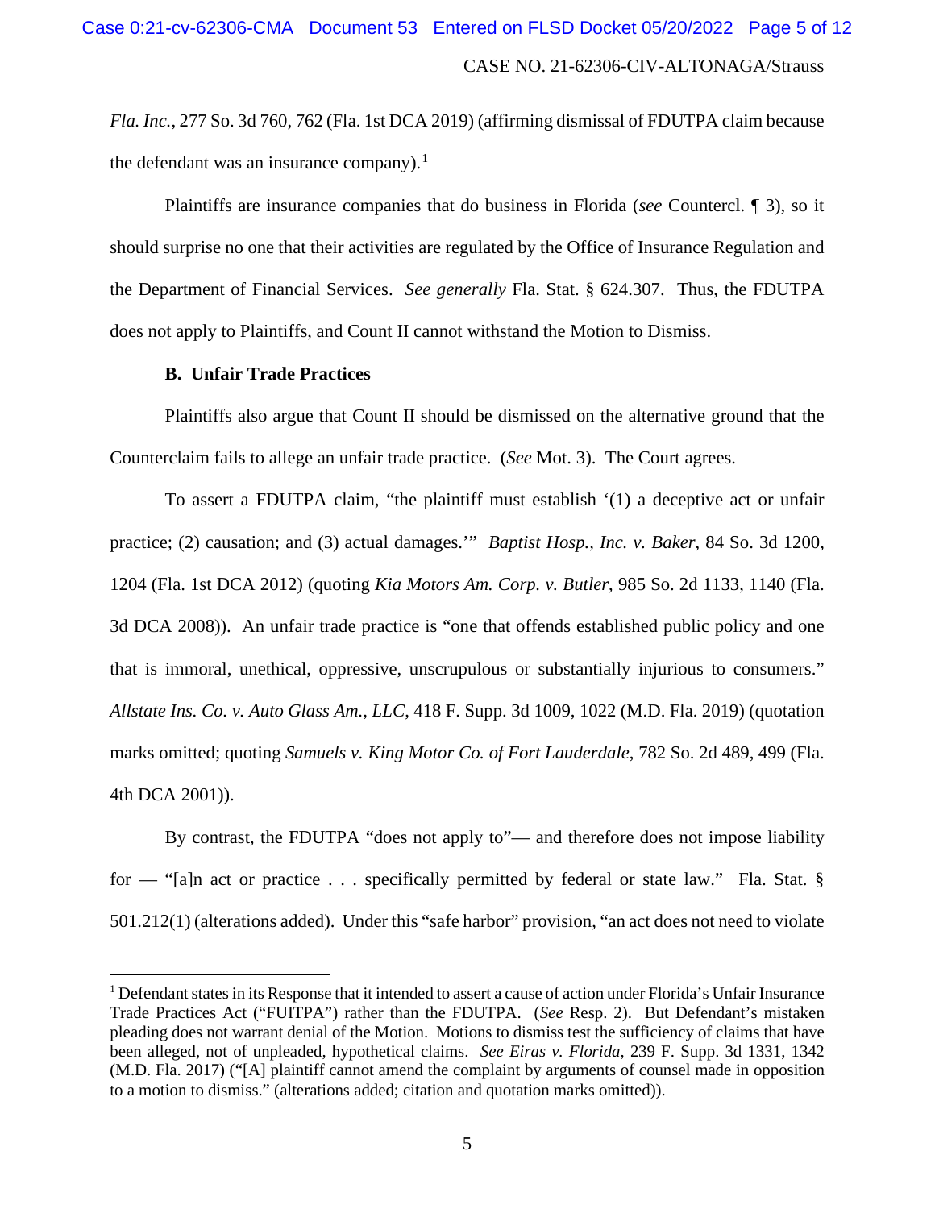*Fla. Inc.*, 277 So. 3d 760, 762 (Fla. 1st DCA 2019) (affirming dismissal of FDUTPA claim because the defendant was an insurance company).[1]

Plaintiffs are insurance companies that do business in Florida (*see* Countercl. ¶ 3), so it should surprise no one that their activities are regulated by the Office of Insurance Regulation and the Department of Financial Services. *See generally* Fla. Stat. § 624.307. Thus, the FDUTPA does not apply to Plaintiffs, and Count II cannot withstand the Motion to Dismiss.

**B. Unfair Trade Practices**

Plaintiffs also argue that Count II should be dismissed on the alternative ground that the Counterclaim fails to allege an unfair trade practice. (*See* Mot. 3). The Court agrees.

To assert a FDUTPA claim, "the plaintiff must establish '(1) a deceptive act or unfair practice; (2) causation; and (3) actual damages.'" *Baptist Hosp., Inc. v. Baker*, 84 So. 3d 1200, 1204 (Fla. 1st DCA 2012) (quoting *Kia Motors Am. Corp. v. Butler*, 985 So. 2d 1133, 1140 (Fla. 3d DCA 2008)). An unfair trade practice is "one that offends established public policy and one that is immoral, unethical, oppressive, unscrupulous or substantially injurious to consumers." *Allstate Ins. Co. v. Auto Glass Am., LLC*, 418 F. Supp. 3d 1009, 1022 (M.D. Fla. 2019) (quotation marks omitted; quoting *Samuels v. King Motor Co. of Fort Lauderdale*, 782 So. 2d 489, 499 (Fla. 4th DCA 2001)).

By contrast, the FDUTPA "does not apply to"— and therefore does not impose liability for — "[a]n act or practice . . . specifically permitted by federal or state law." Fla. Stat. § 501.212(1) (alterations added). Under this "safe harbor" provision, "an act does not need to violate

---

[1] Defendant states in its Response that it intended to assert a cause of action under Florida's Unfair Insurance Trade Practices Act ("FUITPA") rather than the FDUTPA. (*See* Resp. 2). But Defendant's mistaken pleading does not warrant denial of the Motion. Motions to dismiss test the sufficiency of claims that have been alleged, not of unpleaded, hypothetical claims. *See Eiras v. Florida*, 239 F. Supp. 3d 1331, 1342 (M.D. Fla. 2017) ("[A] plaintiff cannot amend the complaint by arguments of counsel made in opposition to a motion to dismiss." (alterations added; citation and quotation marks omitted)).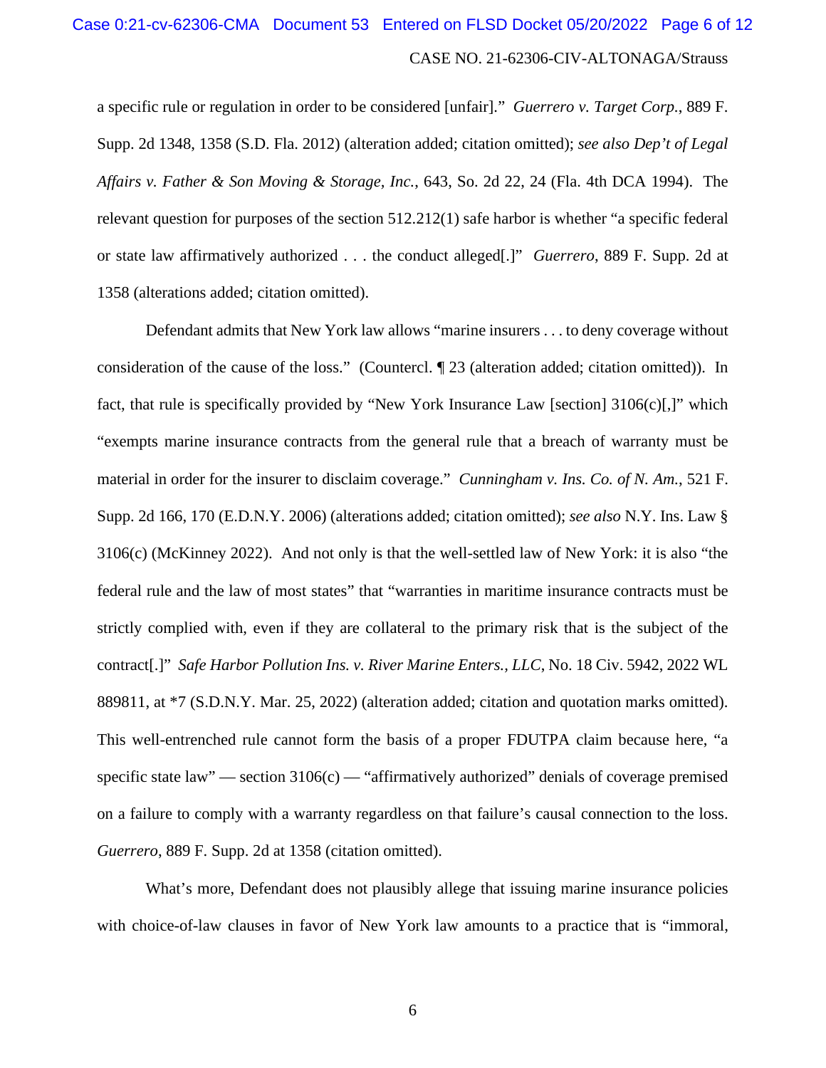a specific rule or regulation in order to be considered [unfair]." *Guerrero v. Target Corp.*, 889 F. Supp. 2d 1348, 1358 (S.D. Fla. 2012) (alteration added; citation omitted); *see also Dep't of Legal Affairs v. Father & Son Moving & Storage, Inc.*, 643, So. 2d 22, 24 (Fla. 4th DCA 1994). The relevant question for purposes of the section 512.212(1) safe harbor is whether "a specific federal or state law affirmatively authorized . . . the conduct alleged[.]" *Guerrero*, 889 F. Supp. 2d at 1358 (alterations added; citation omitted).

Defendant admits that New York law allows "marine insurers . . . to deny coverage without consideration of the cause of the loss." (Countercl. ¶ 23 (alteration added; citation omitted)). In fact, that rule is specifically provided by "New York Insurance Law [section] 3106(c)[,]" which "exempts marine insurance contracts from the general rule that a breach of warranty must be material in order for the insurer to disclaim coverage." *Cunningham v. Ins. Co. of N. Am.*, 521 F. Supp. 2d 166, 170 (E.D.N.Y. 2006) (alterations added; citation omitted); *see also* N.Y. Ins. Law § 3106(c) (McKinney 2022). And not only is that the well-settled law of New York: it is also "the federal rule and the law of most states" that "warranties in maritime insurance contracts must be strictly complied with, even if they are collateral to the primary risk that is the subject of the contract[.]" *Safe Harbor Pollution Ins. v. River Marine Enters., LLC*, No. 18 Civ. 5942, 2022 WL 889811, at *7 (S.D.N.Y. Mar. 25, 2022) (alteration added; citation and quotation marks omitted). This well-entrenched rule cannot form the basis of a proper FDUTPA claim because here, "a specific state law" — section 3106(c) — "affirmatively authorized" denials of coverage premised on a failure to comply with a warranty regardless on that failure's causal connection to the loss. *Guerrero*, 889 F. Supp. 2d at 1358 (citation omitted).

What's more, Defendant does not plausibly allege that issuing marine insurance policies with choice-of-law clauses in favor of New York law amounts to a practice that is "immoral,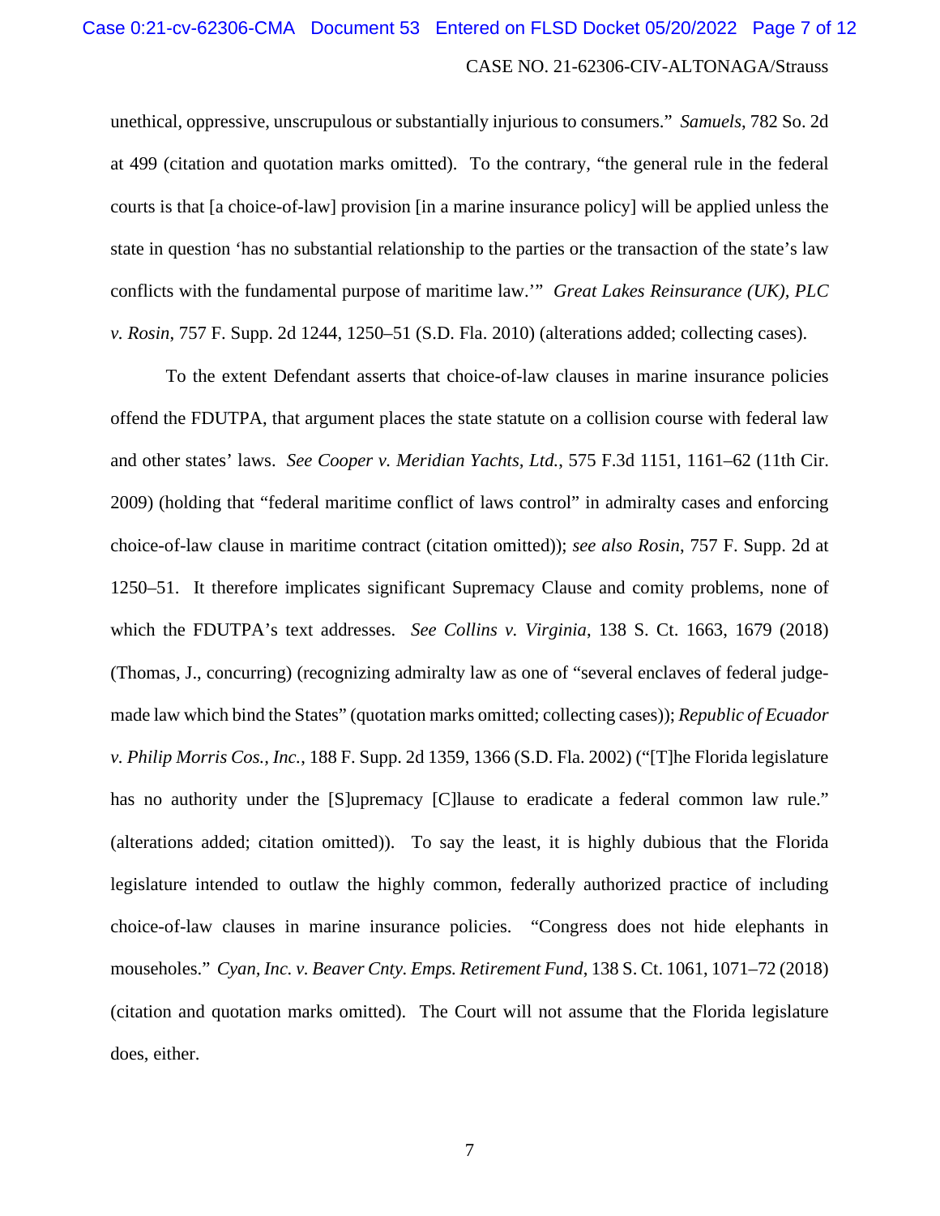unethical, oppressive, unscrupulous or substantially injurious to consumers." *Samuels*, 782 So. 2d at 499 (citation and quotation marks omitted). To the contrary, "the general rule in the federal courts is that [a choice-of-law] provision [in a marine insurance policy] will be applied unless the state in question 'has no substantial relationship to the parties or the transaction of the state's law conflicts with the fundamental purpose of maritime law.'" *Great Lakes Reinsurance (UK), PLC v. Rosin*, 757 F. Supp. 2d 1244, 1250–51 (S.D. Fla. 2010) (alterations added; collecting cases).

To the extent Defendant asserts that choice-of-law clauses in marine insurance policies offend the FDUTPA, that argument places the state statute on a collision course with federal law and other states' laws. *See Cooper v. Meridian Yachts, Ltd.*, 575 F.3d 1151, 1161–62 (11th Cir. 2009) (holding that "federal maritime conflict of laws control" in admiralty cases and enforcing choice-of-law clause in maritime contract (citation omitted)); *see also Rosin*, 757 F. Supp. 2d at 1250–51. It therefore implicates significant Supremacy Clause and comity problems, none of which the FDUTPA's text addresses. *See Collins v. Virginia*, 138 S. Ct. 1663, 1679 (2018) (Thomas, J., concurring) (recognizing admiralty law as one of "several enclaves of federal judge-made law which bind the States" (quotation marks omitted; collecting cases)); *Republic of Ecuador v. Philip Morris Cos., Inc.*, 188 F. Supp. 2d 1359, 1366 (S.D. Fla. 2002) ("[T]he Florida legislature has no authority under the [S]upremacy [C]lause to eradicate a federal common law rule." (alterations added; citation omitted)). To say the least, it is highly dubious that the Florida legislature intended to outlaw the highly common, federally authorized practice of including choice-of-law clauses in marine insurance policies. "Congress does not hide elephants in mouseholes." *Cyan, Inc. v. Beaver Cnty. Emps. Retirement Fund*, 138 S. Ct. 1061, 1071–72 (2018) (citation and quotation marks omitted). The Court will not assume that the Florida legislature does, either.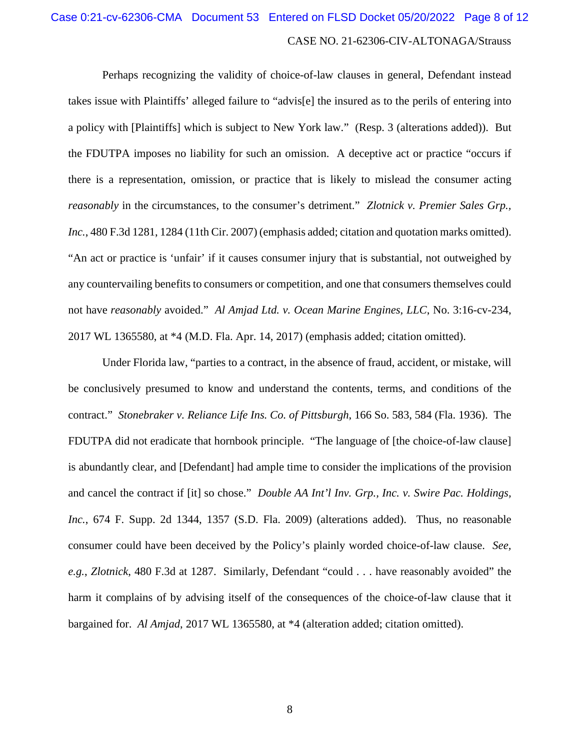Perhaps recognizing the validity of choice-of-law clauses in general, Defendant instead takes issue with Plaintiffs' alleged failure to "advis[e] the insured as to the perils of entering into a policy with [Plaintiffs] which is subject to New York law." (Resp. 3 (alterations added)). But the FDUTPA imposes no liability for such an omission. A deceptive act or practice "occurs if there is a representation, omission, or practice that is likely to mislead the consumer acting *reasonably* in the circumstances, to the consumer's detriment." *Zlotnick v. Premier Sales Grp., Inc.*, 480 F.3d 1281, 1284 (11th Cir. 2007) (emphasis added; citation and quotation marks omitted). "An act or practice is 'unfair' if it causes consumer injury that is substantial, not outweighed by any countervailing benefits to consumers or competition, and one that consumers themselves could not have *reasonably* avoided." *Al Amjad Ltd. v. Ocean Marine Engines, LLC*, No. 3:16-cv-234, 2017 WL 1365580, at *4 (M.D. Fla. Apr. 14, 2017) (emphasis added; citation omitted).

Under Florida law, "parties to a contract, in the absence of fraud, accident, or mistake, will be conclusively presumed to know and understand the contents, terms, and conditions of the contract." *Stonebraker v. Reliance Life Ins. Co. of Pittsburgh*, 166 So. 583, 584 (Fla. 1936). The FDUTPA did not eradicate that hornbook principle. "The language of [the choice-of-law clause] is abundantly clear, and [Defendant] had ample time to consider the implications of the provision and cancel the contract if [it] so chose." *Double AA Int'l Inv. Grp., Inc. v. Swire Pac. Holdings, Inc.*, 674 F. Supp. 2d 1344, 1357 (S.D. Fla. 2009) (alterations added). Thus, no reasonable consumer could have been deceived by the Policy's plainly worded choice-of-law clause. *See, e.g.*, *Zlotnick*, 480 F.3d at 1287. Similarly, Defendant "could . . . have reasonably avoided" the harm it complains of by advising itself of the consequences of the choice-of-law clause that it bargained for. *Al Amjad*, 2017 WL 1365580, at *4 (alteration added; citation omitted).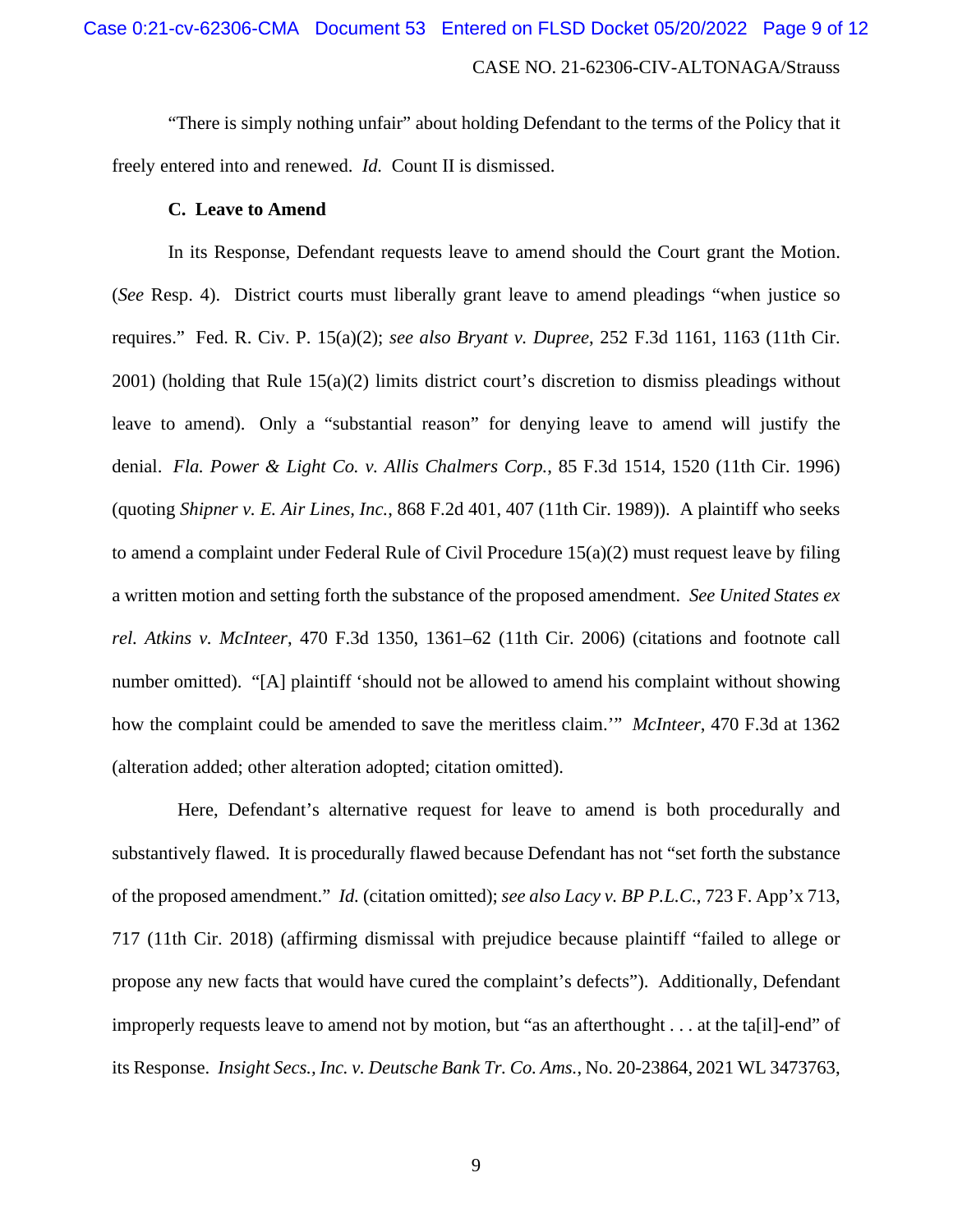"There is simply nothing unfair" about holding Defendant to the terms of the Policy that it freely entered into and renewed. *Id.* Count II is dismissed.

**C. Leave to Amend**

In its Response, Defendant requests leave to amend should the Court grant the Motion. (*See* Resp. 4). District courts must liberally grant leave to amend pleadings "when justice so requires." Fed. R. Civ. P. 15(a)(2); *see also Bryant v. Dupree*, 252 F.3d 1161, 1163 (11th Cir. 2001) (holding that Rule 15(a)(2) limits district court's discretion to dismiss pleadings without leave to amend). Only a "substantial reason" for denying leave to amend will justify the denial. *Fla. Power & Light Co. v. Allis Chalmers Corp.*, 85 F.3d 1514, 1520 (11th Cir. 1996) (quoting *Shipner v. E. Air Lines, Inc.*, 868 F.2d 401, 407 (11th Cir. 1989)). A plaintiff who seeks to amend a complaint under Federal Rule of Civil Procedure 15(a)(2) must request leave by filing a written motion and setting forth the substance of the proposed amendment. *See United States ex rel. Atkins v. McInteer*, 470 F.3d 1350, 1361–62 (11th Cir. 2006) (citations and footnote call number omitted). "[A] plaintiff 'should not be allowed to amend his complaint without showing how the complaint could be amended to save the meritless claim.'" *McInteer*, 470 F.3d at 1362 (alteration added; other alteration adopted; citation omitted).

Here, Defendant's alternative request for leave to amend is both procedurally and substantively flawed. It is procedurally flawed because Defendant has not "set forth the substance of the proposed amendment." *Id.* (citation omitted); *see also Lacy v. BP P.L.C.*, 723 F. App'x 713, 717 (11th Cir. 2018) (affirming dismissal with prejudice because plaintiff "failed to allege or propose any new facts that would have cured the complaint's defects"). Additionally, Defendant improperly requests leave to amend not by motion, but "as an afterthought . . . at the ta[il]-end" of its Response. *Insight Secs., Inc. v. Deutsche Bank Tr. Co. Ams.*, No. 20-23864, 2021 WL 3473763,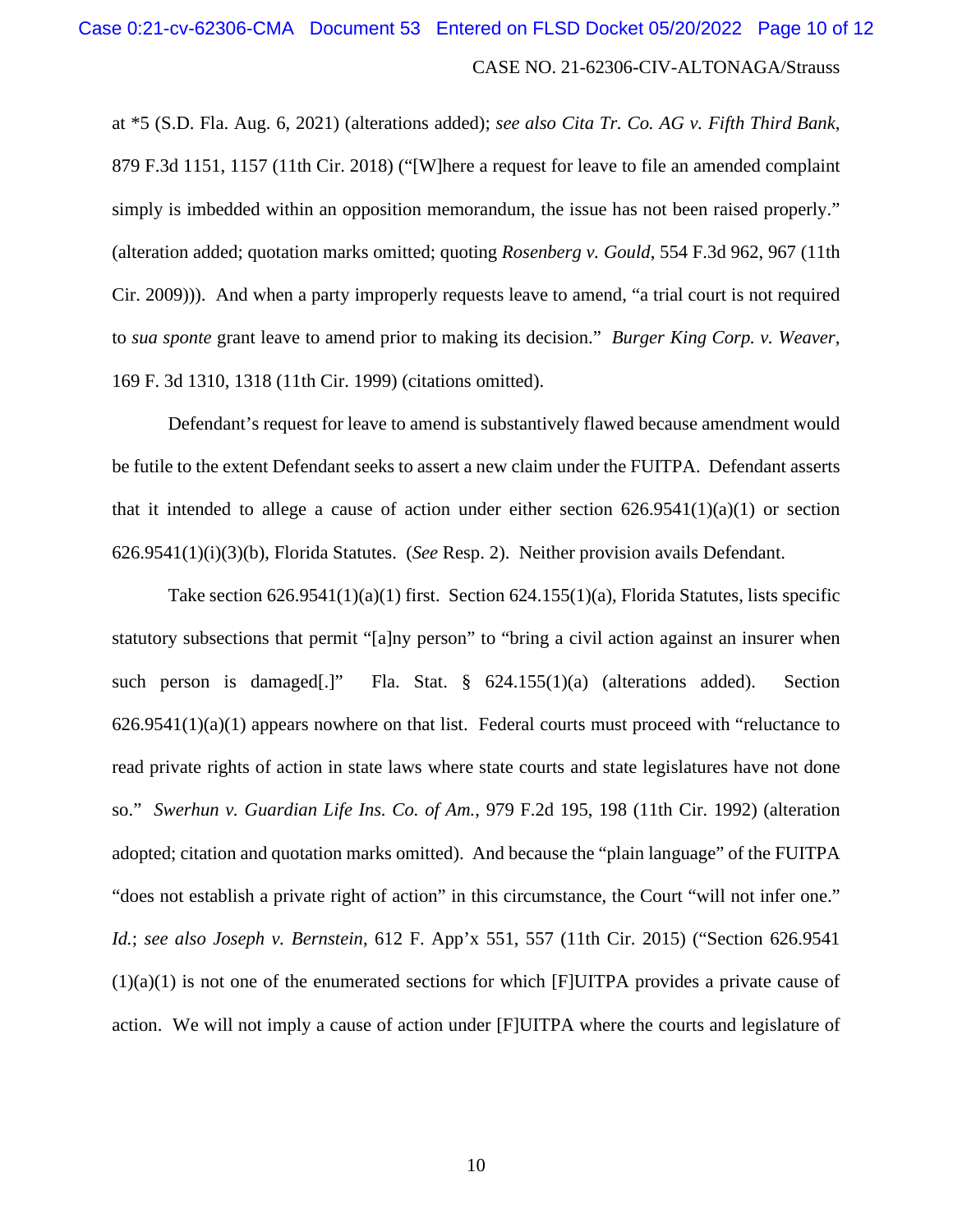at *5 (S.D. Fla. Aug. 6, 2021) (alterations added); *see also Cita Tr. Co. AG v. Fifth Third Bank*, 879 F.3d 1151, 1157 (11th Cir. 2018) ("[W]here a request for leave to file an amended complaint simply is imbedded within an opposition memorandum, the issue has not been raised properly." (alteration added; quotation marks omitted; quoting *Rosenberg v. Gould*, 554 F.3d 962, 967 (11th Cir. 2009))). And when a party improperly requests leave to amend, "a trial court is not required to *sua sponte* grant leave to amend prior to making its decision." *Burger King Corp. v. Weaver*, 169 F. 3d 1310, 1318 (11th Cir. 1999) (citations omitted).

Defendant's request for leave to amend is substantively flawed because amendment would be futile to the extent Defendant seeks to assert a new claim under the FUITPA. Defendant asserts that it intended to allege a cause of action under either section 626.9541(1)(a)(1) or section 626.9541(1)(i)(3)(b), Florida Statutes. (*See* Resp. 2). Neither provision avails Defendant.

Take section 626.9541(1)(a)(1) first. Section 624.155(1)(a), Florida Statutes, lists specific statutory subsections that permit "[a]ny person" to "bring a civil action against an insurer when such person is damaged[.]" Fla. Stat. § 624.155(1)(a) (alterations added). Section 626.9541(1)(a)(1) appears nowhere on that list. Federal courts must proceed with "reluctance to read private rights of action in state laws where state courts and state legislatures have not done so." *Swerhun v. Guardian Life Ins. Co. of Am.*, 979 F.2d 195, 198 (11th Cir. 1992) (alteration adopted; citation and quotation marks omitted). And because the "plain language" of the FUITPA "does not establish a private right of action" in this circumstance, the Court "will not infer one." *Id.*; *see also Joseph v. Bernstein*, 612 F. App'x 551, 557 (11th Cir. 2015) ("Section 626.9541 (1)(a)(1) is not one of the enumerated sections for which [F]UITPA provides a private cause of action. We will not imply a cause of action under [F]UITPA where the courts and legislature of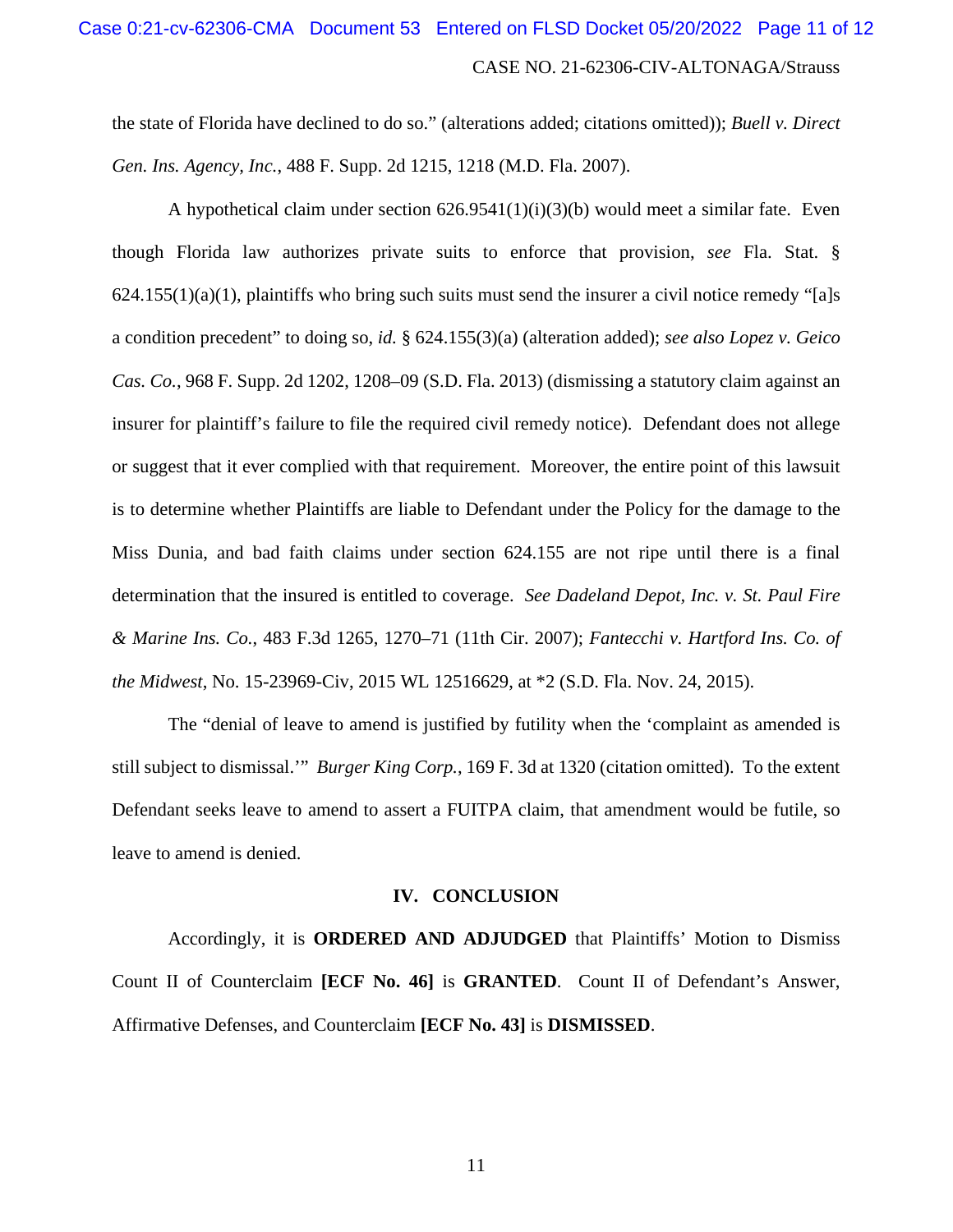the state of Florida have declined to do so." (alterations added; citations omitted)); *Buell v. Direct Gen. Ins. Agency, Inc.*, 488 F. Supp. 2d 1215, 1218 (M.D. Fla. 2007).

A hypothetical claim under section 626.9541(1)(i)(3)(b) would meet a similar fate. Even though Florida law authorizes private suits to enforce that provision, *see* Fla. Stat. § 624.155(1)(a)(1), plaintiffs who bring such suits must send the insurer a civil notice remedy "[a]s a condition precedent" to doing so, *id.* § 624.155(3)(a) (alteration added); *see also Lopez v. Geico Cas. Co.*, 968 F. Supp. 2d 1202, 1208–09 (S.D. Fla. 2013) (dismissing a statutory claim against an insurer for plaintiff's failure to file the required civil remedy notice). Defendant does not allege or suggest that it ever complied with that requirement. Moreover, the entire point of this lawsuit is to determine whether Plaintiffs are liable to Defendant under the Policy for the damage to the Miss Dunia, and bad faith claims under section 624.155 are not ripe until there is a final determination that the insured is entitled to coverage. *See Dadeland Depot, Inc. v. St. Paul Fire & Marine Ins. Co.*, 483 F.3d 1265, 1270–71 (11th Cir. 2007); *Fantecchi v. Hartford Ins. Co. of the Midwest*, No. 15-23969-Civ, 2015 WL 12516629, at *2 (S.D. Fla. Nov. 24, 2015).

The "denial of leave to amend is justified by futility when the 'complaint as amended is still subject to dismissal.'" *Burger King Corp.*, 169 F. 3d at 1320 (citation omitted). To the extent Defendant seeks leave to amend to assert a FUITPA claim, that amendment would be futile, so leave to amend is denied.

## IV. CONCLUSION

Accordingly, it is **ORDERED AND ADJUDGED** that Plaintiffs' Motion to Dismiss Count II of Counterclaim **[ECF No. 46]** is **GRANTED**. Count II of Defendant's Answer, Affirmative Defenses, and Counterclaim **[ECF No. 43]** is **DISMISSED**.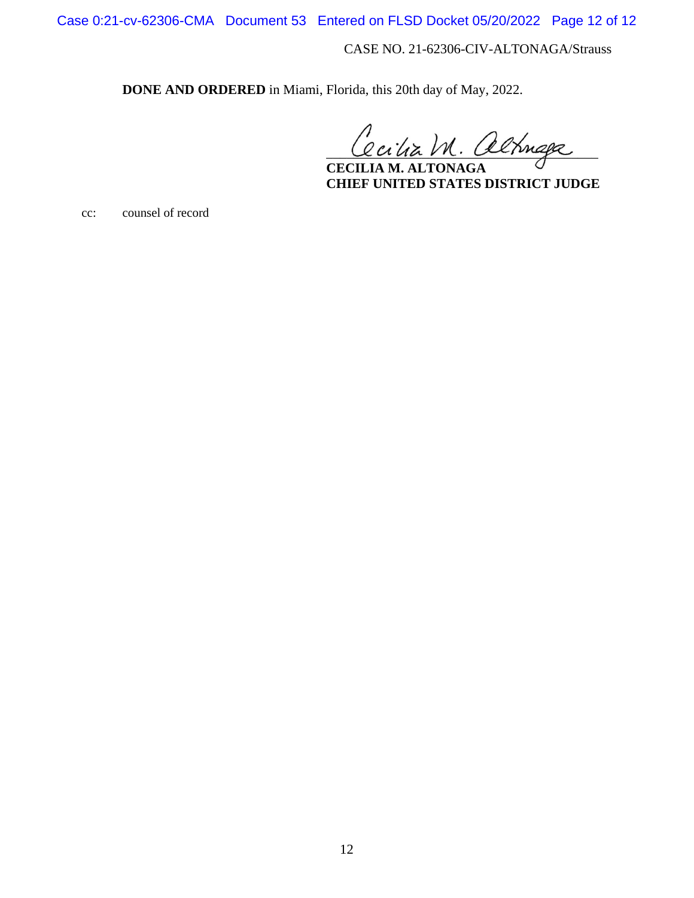**DONE AND ORDERED** in Miami, Florida, this 20th day of May, 2022.

**CECILIA M. ALTONAGA**
**CHIEF UNITED STATES DISTRICT JUDGE**

cc: counsel of record